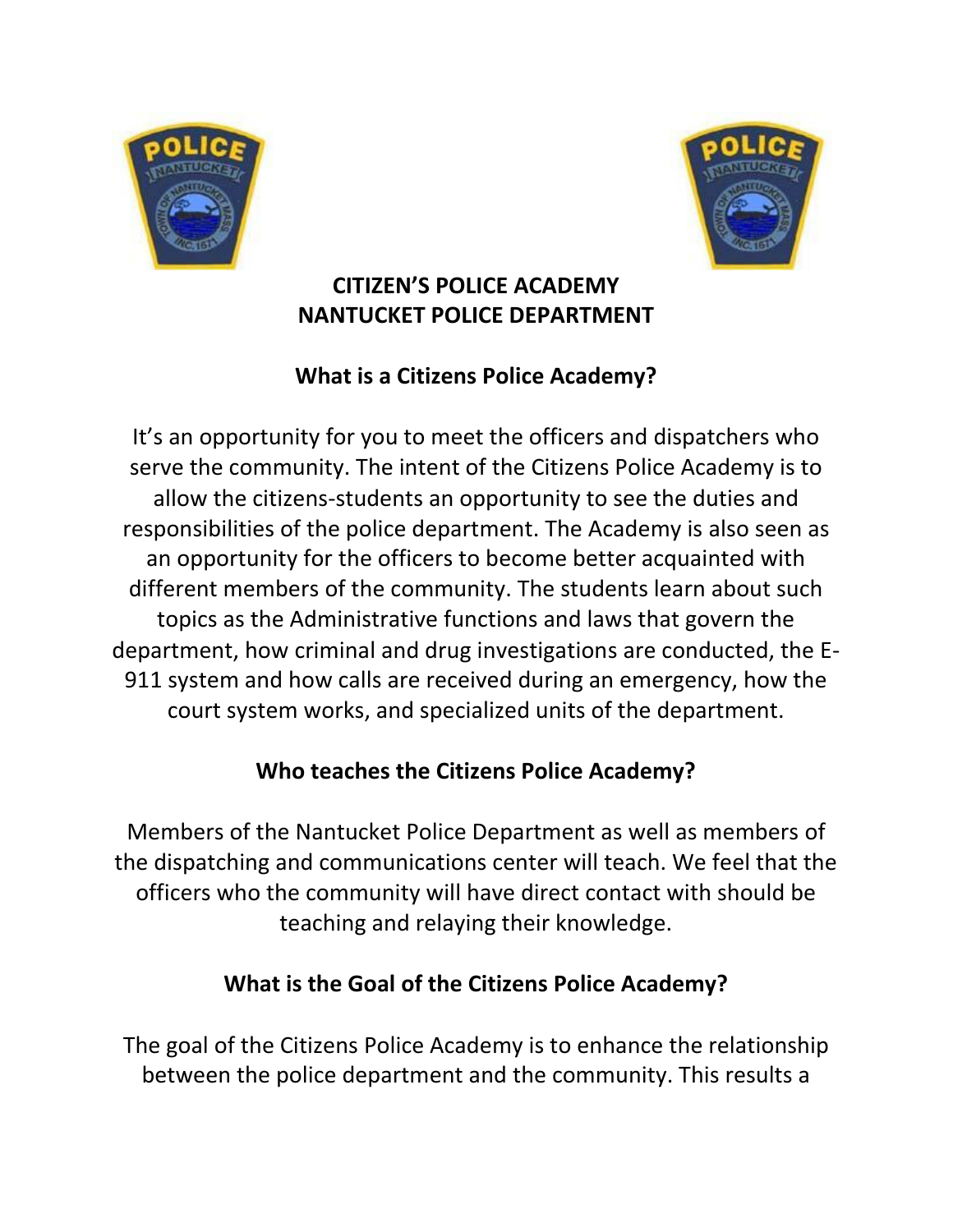# CITIZEN'S POLICE ACADEMY
# NANTUCKET POLICE DEPARTMENT

## What is a Citizens Police Academy?

It's an opportunity for you to meet the officers and dispatchers who serve the community. The intent of the Citizens Police Academy is to allow the citizens-students an opportunity to see the duties and responsibilities of the police department. The Academy is also seen as an opportunity for the officers to become better acquainted with different members of the community. The students learn about such topics as the Administrative functions and laws that govern the department, how criminal and drug investigations are conducted, the E-911 system and how calls are received during an emergency, how the court system works, and specialized units of the department.

## Who teaches the Citizens Police Academy?

Members of the Nantucket Police Department as well as members of the dispatching and communications center will teach. We feel that the officers who the community will have direct contact with should be teaching and relaying their knowledge.

## What is the Goal of the Citizens Police Academy?

The goal of the Citizens Police Academy is to enhance the relationship between the police department and the community. This results a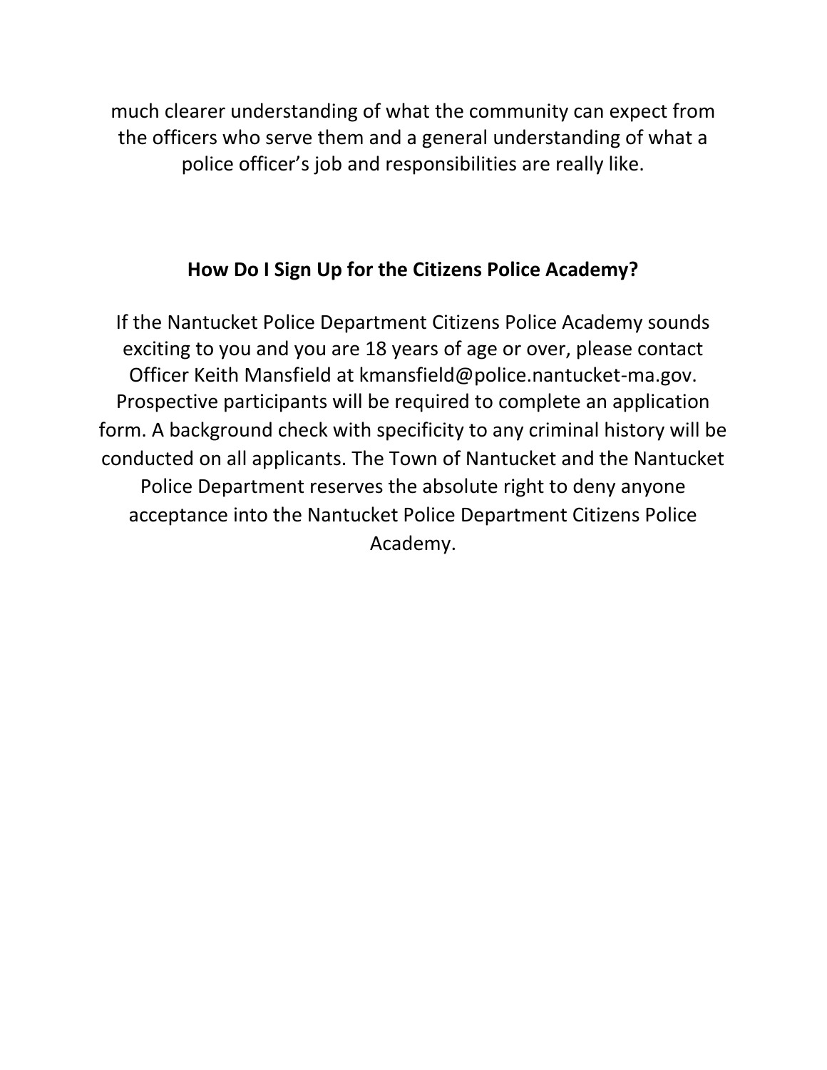much clearer understanding of what the community can expect from the officers who serve them and a general understanding of what a police officer's job and responsibilities are really like.

## How Do I Sign Up for the Citizens Police Academy?

If the Nantucket Police Department Citizens Police Academy sounds exciting to you and you are 18 years of age or over, please contact Officer Keith Mansfield at kmansfield@police.nantucket-ma.gov. Prospective participants will be required to complete an application form. A background check with specificity to any criminal history will be conducted on all applicants. The Town of Nantucket and the Nantucket Police Department reserves the absolute right to deny anyone acceptance into the Nantucket Police Department Citizens Police Academy.